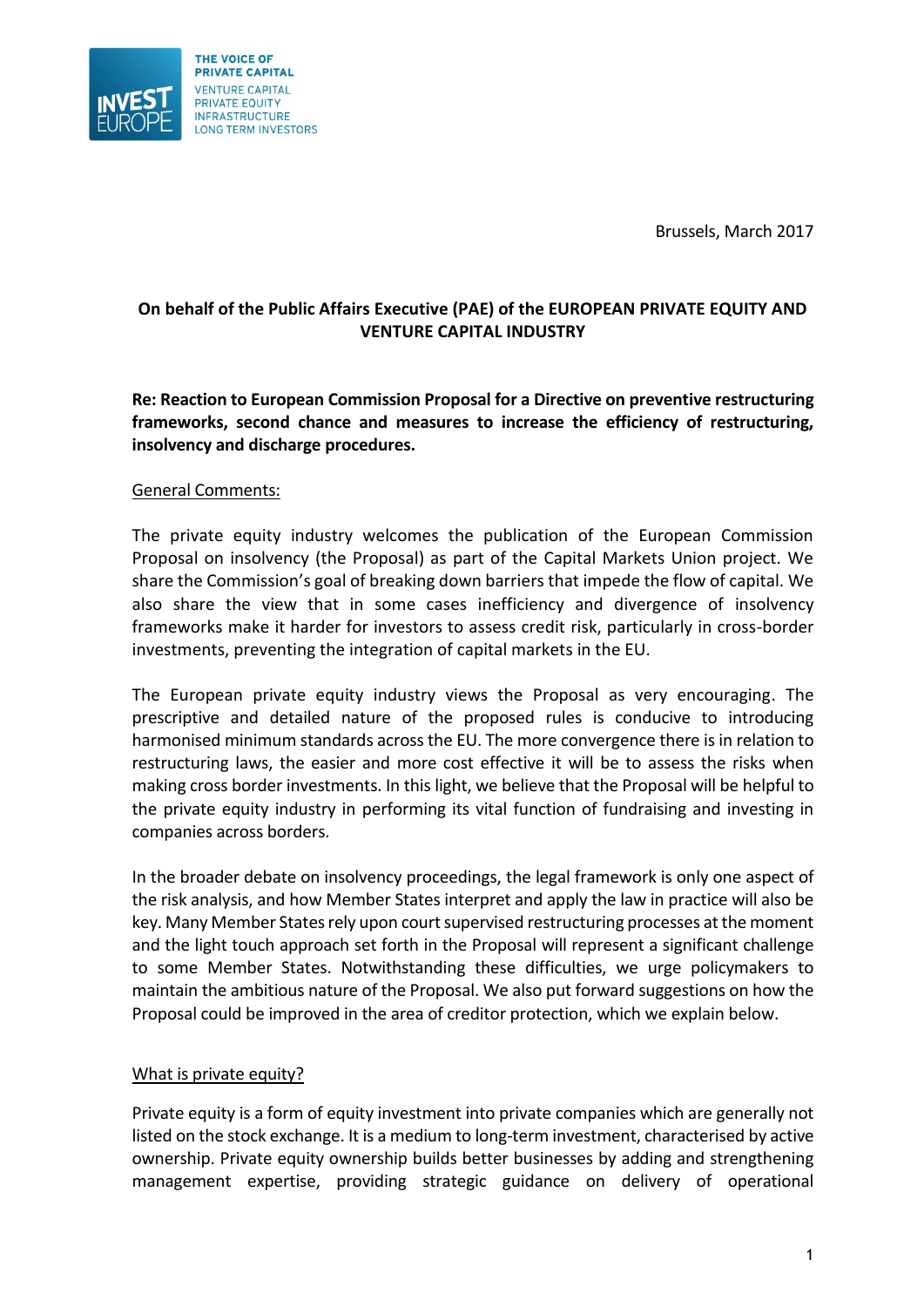THE VOICE OF PRIVATE CAPITAL
VENTURE CAPITAL
PRIVATE EQUITY
INFRASTRUCTURE
LONG TERM INVESTORS

Brussels, March 2017

**On behalf of the Public Affairs Executive (PAE) of the EUROPEAN PRIVATE EQUITY AND VENTURE CAPITAL INDUSTRY**

**Re: Reaction to European Commission Proposal for a Directive on preventive restructuring frameworks, second chance and measures to increase the efficiency of restructuring, insolvency and discharge procedures.**

## General Comments:

The private equity industry welcomes the publication of the European Commission Proposal on insolvency (the Proposal) as part of the Capital Markets Union project. We share the Commission's goal of breaking down barriers that impede the flow of capital. We also share the view that in some cases inefficiency and divergence of insolvency frameworks make it harder for investors to assess credit risk, particularly in cross-border investments, preventing the integration of capital markets in the EU.

The European private equity industry views the Proposal as very encouraging. The prescriptive and detailed nature of the proposed rules is conducive to introducing harmonised minimum standards across the EU. The more convergence there is in relation to restructuring laws, the easier and more cost effective it will be to assess the risks when making cross border investments. In this light, we believe that the Proposal will be helpful to the private equity industry in performing its vital function of fundraising and investing in companies across borders.

In the broader debate on insolvency proceedings, the legal framework is only one aspect of the risk analysis, and how Member States interpret and apply the law in practice will also be key. Many Member States rely upon court supervised restructuring processes at the moment and the light touch approach set forth in the Proposal will represent a significant challenge to some Member States. Notwithstanding these difficulties, we urge policymakers to maintain the ambitious nature of the Proposal. We also put forward suggestions on how the Proposal could be improved in the area of creditor protection, which we explain below.

## What is private equity?

Private equity is a form of equity investment into private companies which are generally not listed on the stock exchange. It is a medium to long-term investment, characterised by active ownership. Private equity ownership builds better businesses by adding and strengthening management expertise, providing strategic guidance on delivery of operational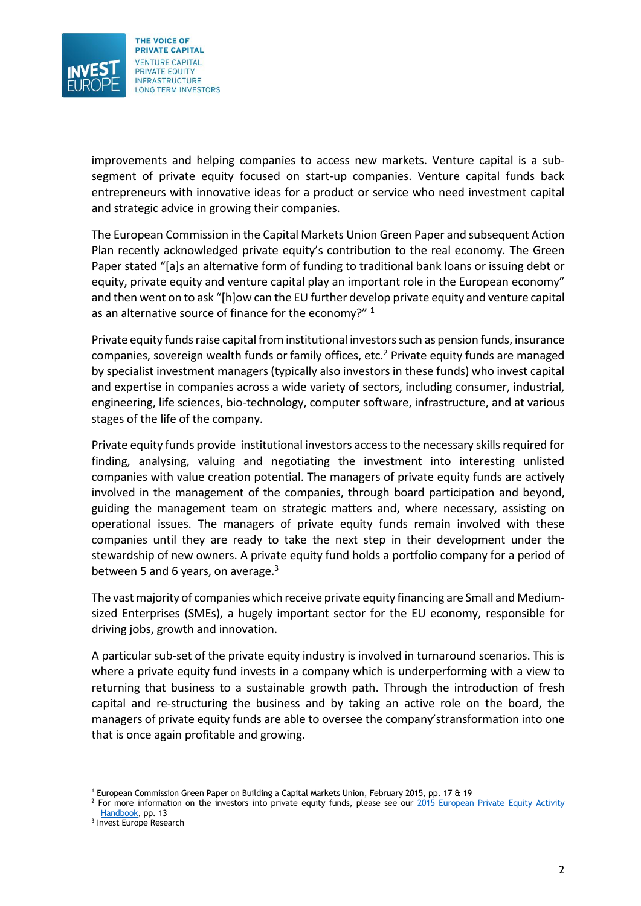improvements and helping companies to access new markets. Venture capital is a sub-segment of private equity focused on start-up companies. Venture capital funds back entrepreneurs with innovative ideas for a product or service who need investment capital and strategic advice in growing their companies.

The European Commission in the Capital Markets Union Green Paper and subsequent Action Plan recently acknowledged private equity's contribution to the real economy. The Green Paper stated "[a]s an alternative form of funding to traditional bank loans or issuing debt or equity, private equity and venture capital play an important role in the European economy" and then went on to ask "[h]ow can the EU further develop private equity and venture capital as an alternative source of finance for the economy?" [1]

Private equity funds raise capital from institutional investors such as pension funds, insurance companies, sovereign wealth funds or family offices, etc.[2] Private equity funds are managed by specialist investment managers (typically also investors in these funds) who invest capital and expertise in companies across a wide variety of sectors, including consumer, industrial, engineering, life sciences, bio-technology, computer software, infrastructure, and at various stages of the life of the company.

Private equity funds provide institutional investors access to the necessary skills required for finding, analysing, valuing and negotiating the investment into interesting unlisted companies with value creation potential. The managers of private equity funds are actively involved in the management of the companies, through board participation and beyond, guiding the management team on strategic matters and, where necessary, assisting on operational issues. The managers of private equity funds remain involved with these companies until they are ready to take the next step in their development under the stewardship of new owners. A private equity fund holds a portfolio company for a period of between 5 and 6 years, on average.[3]

The vast majority of companies which receive private equity financing are Small and Medium-sized Enterprises (SMEs), a hugely important sector for the EU economy, responsible for driving jobs, growth and innovation.

A particular sub-set of the private equity industry is involved in turnaround scenarios. This is where a private equity fund invests in a company which is underperforming with a view to returning that business to a sustainable growth path. Through the introduction of fresh capital and re-structuring the business and by taking an active role on the board, the managers of private equity funds are able to oversee the company'stransformation into one that is once again profitable and growing.

[1] European Commission Green Paper on Building a Capital Markets Union, February 2015, pp. 17 & 19

[2] For more information on the investors into private equity funds, please see our 2015 European Private Equity Activity Handbook, pp. 13

[3] Invest Europe Research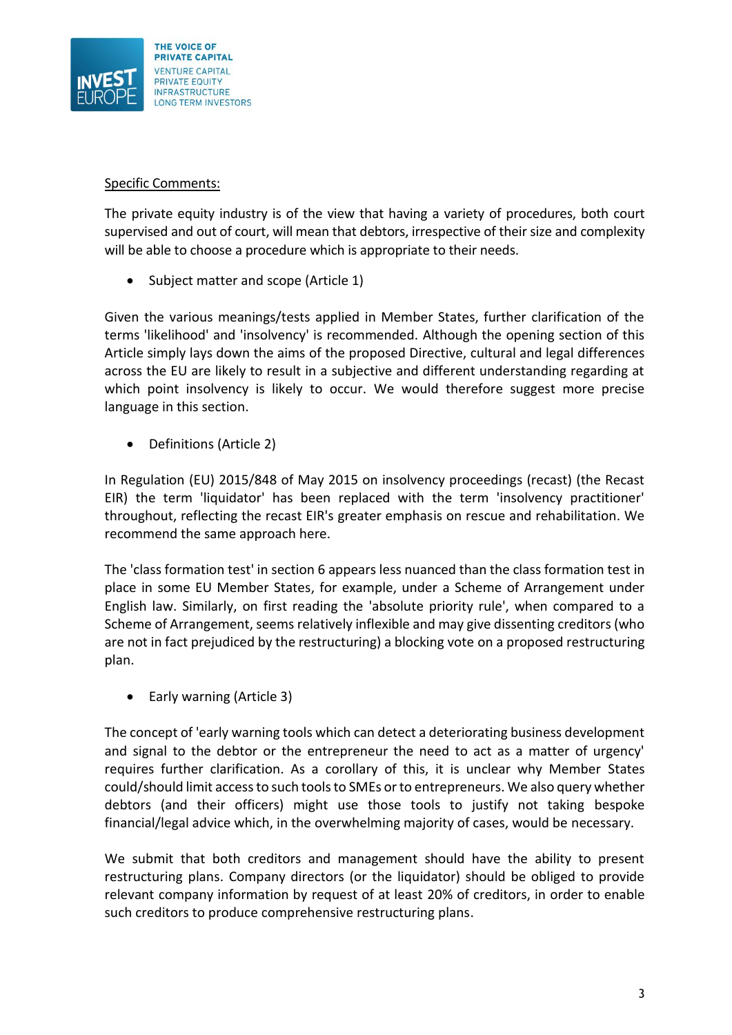Specific Comments:

The private equity industry is of the view that having a variety of procedures, both court supervised and out of court, will mean that debtors, irrespective of their size and complexity will be able to choose a procedure which is appropriate to their needs.

- Subject matter and scope (Article 1)

Given the various meanings/tests applied in Member States, further clarification of the terms 'likelihood' and 'insolvency' is recommended. Although the opening section of this Article simply lays down the aims of the proposed Directive, cultural and legal differences across the EU are likely to result in a subjective and different understanding regarding at which point insolvency is likely to occur. We would therefore suggest more precise language in this section.

- Definitions (Article 2)

In Regulation (EU) 2015/848 of May 2015 on insolvency proceedings (recast) (the Recast EIR) the term 'liquidator' has been replaced with the term 'insolvency practitioner' throughout, reflecting the recast EIR's greater emphasis on rescue and rehabilitation. We recommend the same approach here.

The 'class formation test' in section 6 appears less nuanced than the class formation test in place in some EU Member States, for example, under a Scheme of Arrangement under English law. Similarly, on first reading the 'absolute priority rule', when compared to a Scheme of Arrangement, seems relatively inflexible and may give dissenting creditors (who are not in fact prejudiced by the restructuring) a blocking vote on a proposed restructuring plan.

- Early warning (Article 3)

The concept of 'early warning tools which can detect a deteriorating business development and signal to the debtor or the entrepreneur the need to act as a matter of urgency' requires further clarification. As a corollary of this, it is unclear why Member States could/should limit access to such tools to SMEs or to entrepreneurs. We also query whether debtors (and their officers) might use those tools to justify not taking bespoke financial/legal advice which, in the overwhelming majority of cases, would be necessary.

We submit that both creditors and management should have the ability to present restructuring plans. Company directors (or the liquidator) should be obliged to provide relevant company information by request of at least 20% of creditors, in order to enable such creditors to produce comprehensive restructuring plans.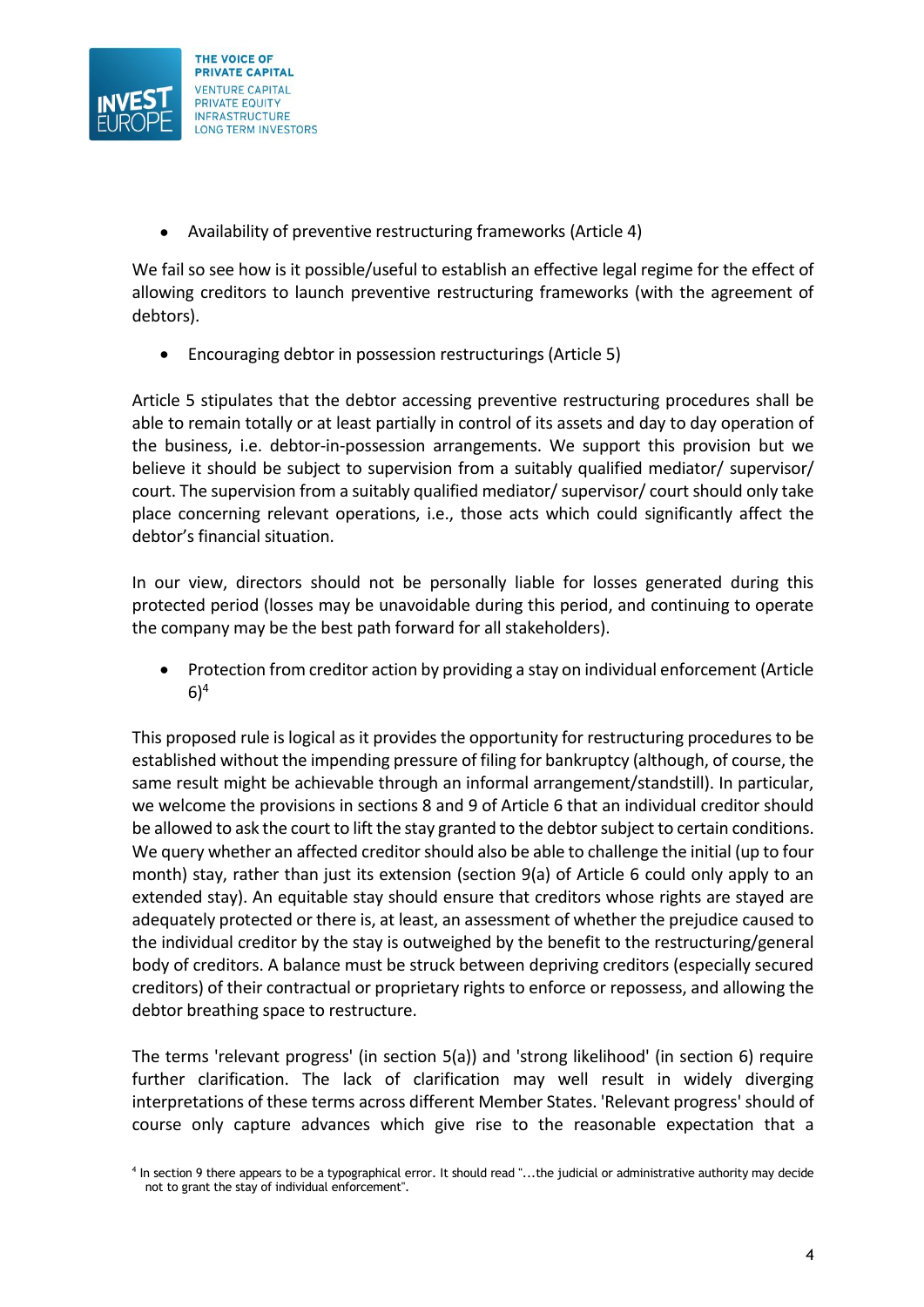- Availability of preventive restructuring frameworks (Article 4)

We fail so see how is it possible/useful to establish an effective legal regime for the effect of allowing creditors to launch preventive restructuring frameworks (with the agreement of debtors).

- Encouraging debtor in possession restructurings (Article 5)

Article 5 stipulates that the debtor accessing preventive restructuring procedures shall be able to remain totally or at least partially in control of its assets and day to day operation of the business, i.e. debtor-in-possession arrangements. We support this provision but we believe it should be subject to supervision from a suitably qualified mediator/ supervisor/ court. The supervision from a suitably qualified mediator/ supervisor/ court should only take place concerning relevant operations, i.e., those acts which could significantly affect the debtor's financial situation.

In our view, directors should not be personally liable for losses generated during this protected period (losses may be unavoidable during this period, and continuing to operate the company may be the best path forward for all stakeholders).

- Protection from creditor action by providing a stay on individual enforcement (Article 6)[4]

This proposed rule is logical as it provides the opportunity for restructuring procedures to be established without the impending pressure of filing for bankruptcy (although, of course, the same result might be achievable through an informal arrangement/standstill). In particular, we welcome the provisions in sections 8 and 9 of Article 6 that an individual creditor should be allowed to ask the court to lift the stay granted to the debtor subject to certain conditions. We query whether an affected creditor should also be able to challenge the initial (up to four month) stay, rather than just its extension (section 9(a) of Article 6 could only apply to an extended stay). An equitable stay should ensure that creditors whose rights are stayed are adequately protected or there is, at least, an assessment of whether the prejudice caused to the individual creditor by the stay is outweighed by the benefit to the restructuring/general body of creditors. A balance must be struck between depriving creditors (especially secured creditors) of their contractual or proprietary rights to enforce or repossess, and allowing the debtor breathing space to restructure.

The terms 'relevant progress' (in section 5(a)) and 'strong likelihood' (in section 6) require further clarification. The lack of clarification may well result in widely diverging interpretations of these terms across different Member States. 'Relevant progress' should of course only capture advances which give rise to the reasonable expectation that a

[4] In section 9 there appears to be a typographical error. It should read "...the judicial or administrative authority may decide not to grant the stay of individual enforcement".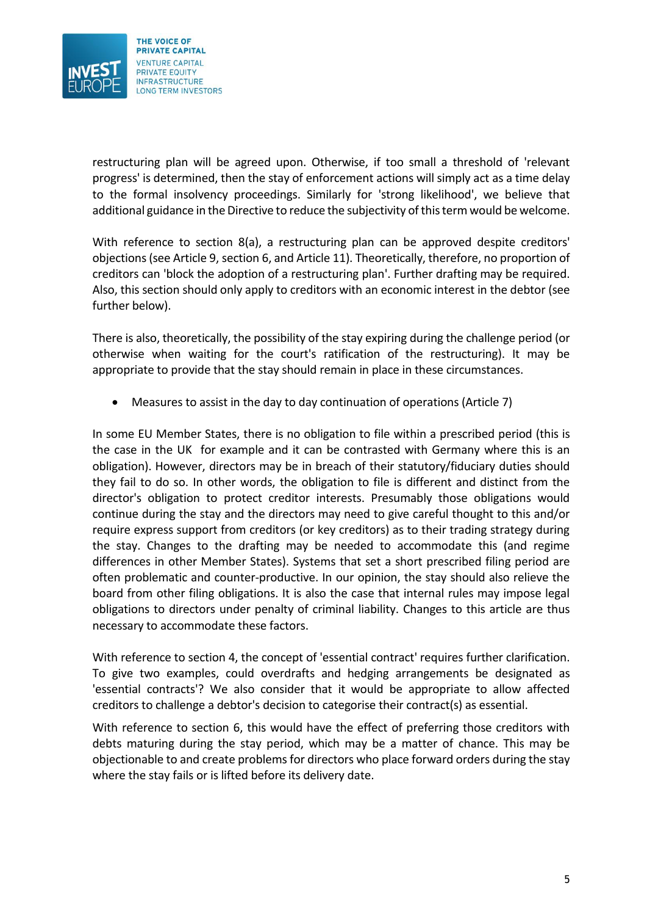restructuring plan will be agreed upon. Otherwise, if too small a threshold of 'relevant progress' is determined, then the stay of enforcement actions will simply act as a time delay to the formal insolvency proceedings. Similarly for 'strong likelihood', we believe that additional guidance in the Directive to reduce the subjectivity of this term would be welcome.

With reference to section 8(a), a restructuring plan can be approved despite creditors' objections (see Article 9, section 6, and Article 11). Theoretically, therefore, no proportion of creditors can 'block the adoption of a restructuring plan'. Further drafting may be required. Also, this section should only apply to creditors with an economic interest in the debtor (see further below).

There is also, theoretically, the possibility of the stay expiring during the challenge period (or otherwise when waiting for the court's ratification of the restructuring). It may be appropriate to provide that the stay should remain in place in these circumstances.

- Measures to assist in the day to day continuation of operations (Article 7)

In some EU Member States, there is no obligation to file within a prescribed period (this is the case in the UK for example and it can be contrasted with Germany where this is an obligation). However, directors may be in breach of their statutory/fiduciary duties should they fail to do so. In other words, the obligation to file is different and distinct from the director's obligation to protect creditor interests. Presumably those obligations would continue during the stay and the directors may need to give careful thought to this and/or require express support from creditors (or key creditors) as to their trading strategy during the stay. Changes to the drafting may be needed to accommodate this (and regime differences in other Member States). Systems that set a short prescribed filing period are often problematic and counter-productive. In our opinion, the stay should also relieve the board from other filing obligations. It is also the case that internal rules may impose legal obligations to directors under penalty of criminal liability. Changes to this article are thus necessary to accommodate these factors.

With reference to section 4, the concept of 'essential contract' requires further clarification. To give two examples, could overdrafts and hedging arrangements be designated as 'essential contracts'? We also consider that it would be appropriate to allow affected creditors to challenge a debtor's decision to categorise their contract(s) as essential.

With reference to section 6, this would have the effect of preferring those creditors with debts maturing during the stay period, which may be a matter of chance. This may be objectionable to and create problems for directors who place forward orders during the stay where the stay fails or is lifted before its delivery date.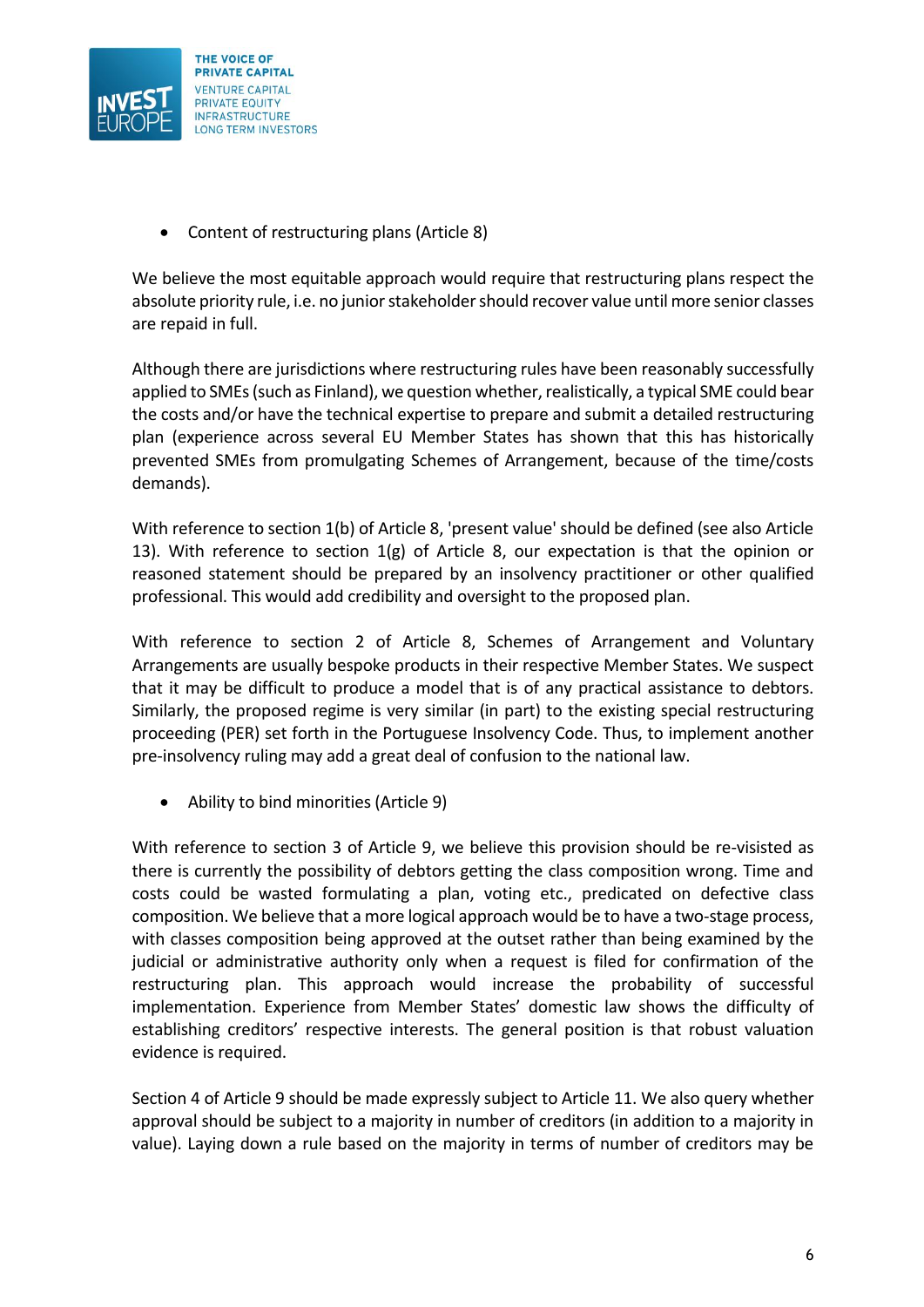- Content of restructuring plans (Article 8)

We believe the most equitable approach would require that restructuring plans respect the absolute priority rule, i.e. no junior stakeholder should recover value until more senior classes are repaid in full.

Although there are jurisdictions where restructuring rules have been reasonably successfully applied to SMEs (such as Finland), we question whether, realistically, a typical SME could bear the costs and/or have the technical expertise to prepare and submit a detailed restructuring plan (experience across several EU Member States has shown that this has historically prevented SMEs from promulgating Schemes of Arrangement, because of the time/costs demands).

With reference to section 1(b) of Article 8, 'present value' should be defined (see also Article 13). With reference to section 1(g) of Article 8, our expectation is that the opinion or reasoned statement should be prepared by an insolvency practitioner or other qualified professional. This would add credibility and oversight to the proposed plan.

With reference to section 2 of Article 8, Schemes of Arrangement and Voluntary Arrangements are usually bespoke products in their respective Member States. We suspect that it may be difficult to produce a model that is of any practical assistance to debtors. Similarly, the proposed regime is very similar (in part) to the existing special restructuring proceeding (PER) set forth in the Portuguese Insolvency Code. Thus, to implement another pre-insolvency ruling may add a great deal of confusion to the national law.

- Ability to bind minorities (Article 9)

With reference to section 3 of Article 9, we believe this provision should be re-visited as there is currently the possibility of debtors getting the class composition wrong. Time and costs could be wasted formulating a plan, voting etc., predicated on defective class composition. We believe that a more logical approach would be to have a two-stage process, with classes composition being approved at the outset rather than being examined by the judicial or administrative authority only when a request is filed for confirmation of the restructuring plan. This approach would increase the probability of successful implementation. Experience from Member States' domestic law shows the difficulty of establishing creditors' respective interests. The general position is that robust valuation evidence is required.

Section 4 of Article 9 should be made expressly subject to Article 11. We also query whether approval should be subject to a majority in number of creditors (in addition to a majority in value). Laying down a rule based on the majority in terms of number of creditors may be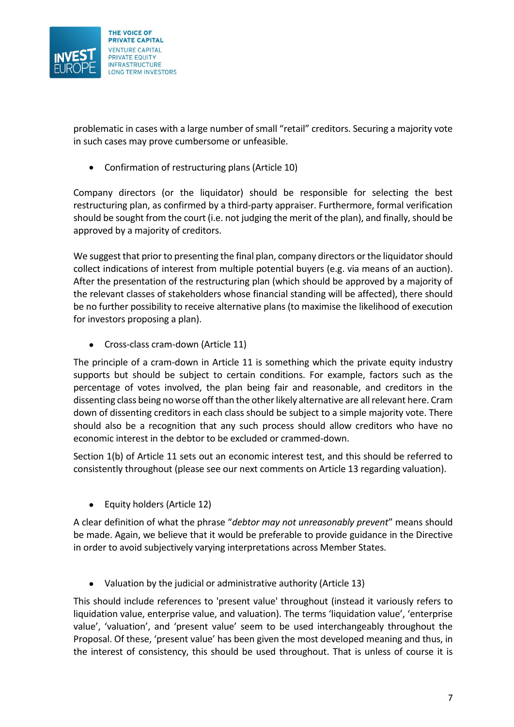problematic in cases with a large number of small "retail" creditors. Securing a majority vote in such cases may prove cumbersome or unfeasible.

- Confirmation of restructuring plans (Article 10)

Company directors (or the liquidator) should be responsible for selecting the best restructuring plan, as confirmed by a third-party appraiser. Furthermore, formal verification should be sought from the court (i.e. not judging the merit of the plan), and finally, should be approved by a majority of creditors.

We suggest that prior to presenting the final plan, company directors or the liquidator should collect indications of interest from multiple potential buyers (e.g. via means of an auction). After the presentation of the restructuring plan (which should be approved by a majority of the relevant classes of stakeholders whose financial standing will be affected), there should be no further possibility to receive alternative plans (to maximise the likelihood of execution for investors proposing a plan).

- Cross-class cram-down (Article 11)

The principle of a cram-down in Article 11 is something which the private equity industry supports but should be subject to certain conditions. For example, factors such as the percentage of votes involved, the plan being fair and reasonable, and creditors in the dissenting class being no worse off than the other likely alternative are all relevant here. Cram down of dissenting creditors in each class should be subject to a simple majority vote. There should also be a recognition that any such process should allow creditors who have no economic interest in the debtor to be excluded or crammed-down.

Section 1(b) of Article 11 sets out an economic interest test, and this should be referred to consistently throughout (please see our next comments on Article 13 regarding valuation).

- Equity holders (Article 12)

A clear definition of what the phrase "*debtor may not unreasonably prevent*" means should be made. Again, we believe that it would be preferable to provide guidance in the Directive in order to avoid subjectively varying interpretations across Member States.

- Valuation by the judicial or administrative authority (Article 13)

This should include references to 'present value' throughout (instead it variously refers to liquidation value, enterprise value, and valuation). The terms 'liquidation value', 'enterprise value', 'valuation', and 'present value' seem to be used interchangeably throughout the Proposal. Of these, 'present value' has been given the most developed meaning and thus, in the interest of consistency, this should be used throughout. That is unless of course it is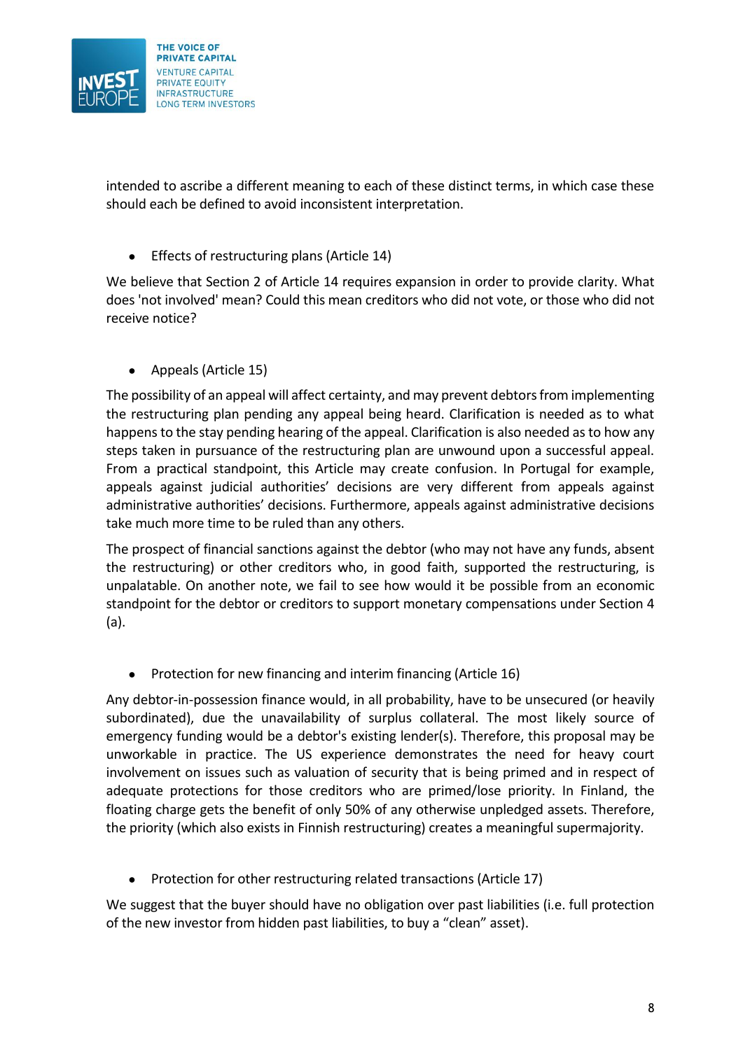intended to ascribe a different meaning to each of these distinct terms, in which case these should each be defined to avoid inconsistent interpretation.

- Effects of restructuring plans (Article 14)

We believe that Section 2 of Article 14 requires expansion in order to provide clarity. What does 'not involved' mean? Could this mean creditors who did not vote, or those who did not receive notice?

- Appeals (Article 15)

The possibility of an appeal will affect certainty, and may prevent debtors from implementing the restructuring plan pending any appeal being heard. Clarification is needed as to what happens to the stay pending hearing of the appeal. Clarification is also needed as to how any steps taken in pursuance of the restructuring plan are unwound upon a successful appeal. From a practical standpoint, this Article may create confusion. In Portugal for example, appeals against judicial authorities' decisions are very different from appeals against administrative authorities' decisions. Furthermore, appeals against administrative decisions take much more time to be ruled than any others.

The prospect of financial sanctions against the debtor (who may not have any funds, absent the restructuring) or other creditors who, in good faith, supported the restructuring, is unpalatable. On another note, we fail to see how would it be possible from an economic standpoint for the debtor or creditors to support monetary compensations under Section 4 (a).

- Protection for new financing and interim financing (Article 16)

Any debtor-in-possession finance would, in all probability, have to be unsecured (or heavily subordinated), due the unavailability of surplus collateral. The most likely source of emergency funding would be a debtor's existing lender(s). Therefore, this proposal may be unworkable in practice. The US experience demonstrates the need for heavy court involvement on issues such as valuation of security that is being primed and in respect of adequate protections for those creditors who are primed/lose priority. In Finland, the floating charge gets the benefit of only 50% of any otherwise unpledged assets. Therefore, the priority (which also exists in Finnish restructuring) creates a meaningful supermajority.

- Protection for other restructuring related transactions (Article 17)

We suggest that the buyer should have no obligation over past liabilities (i.e. full protection of the new investor from hidden past liabilities, to buy a "clean" asset).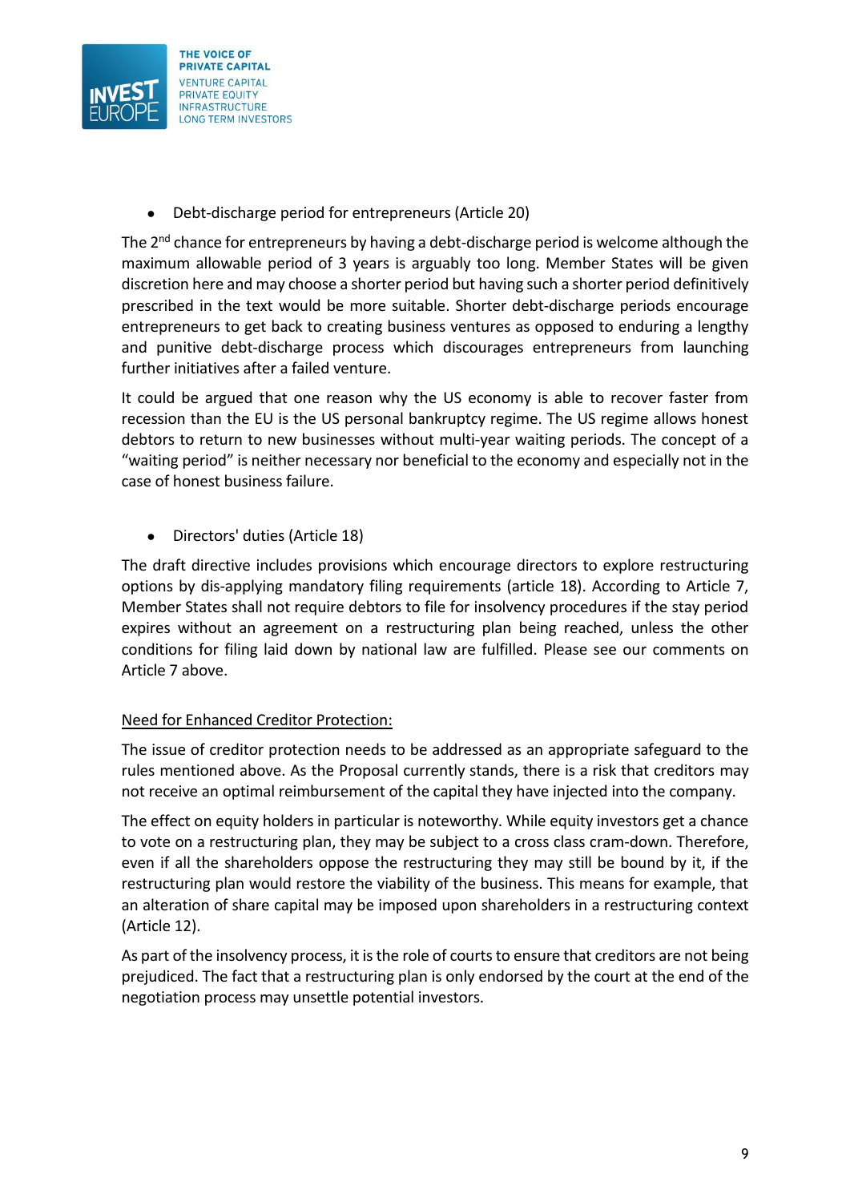- Debt-discharge period for entrepreneurs (Article 20)

The 2nd chance for entrepreneurs by having a debt-discharge period is welcome although the maximum allowable period of 3 years is arguably too long. Member States will be given discretion here and may choose a shorter period but having such a shorter period definitively prescribed in the text would be more suitable. Shorter debt-discharge periods encourage entrepreneurs to get back to creating business ventures as opposed to enduring a lengthy and punitive debt-discharge process which discourages entrepreneurs from launching further initiatives after a failed venture.

It could be argued that one reason why the US economy is able to recover faster from recession than the EU is the US personal bankruptcy regime. The US regime allows honest debtors to return to new businesses without multi-year waiting periods. The concept of a "waiting period" is neither necessary nor beneficial to the economy and especially not in the case of honest business failure.

- Directors' duties (Article 18)

The draft directive includes provisions which encourage directors to explore restructuring options by dis-applying mandatory filing requirements (article 18). According to Article 7, Member States shall not require debtors to file for insolvency procedures if the stay period expires without an agreement on a restructuring plan being reached, unless the other conditions for filing laid down by national law are fulfilled. Please see our comments on Article 7 above.

<u>Need for Enhanced Creditor Protection:</u>

The issue of creditor protection needs to be addressed as an appropriate safeguard to the rules mentioned above. As the Proposal currently stands, there is a risk that creditors may not receive an optimal reimbursement of the capital they have injected into the company.

The effect on equity holders in particular is noteworthy. While equity investors get a chance to vote on a restructuring plan, they may be subject to a cross class cram-down. Therefore, even if all the shareholders oppose the restructuring they may still be bound by it, if the restructuring plan would restore the viability of the business. This means for example, that an alteration of share capital may be imposed upon shareholders in a restructuring context (Article 12).

As part of the insolvency process, it is the role of courts to ensure that creditors are not being prejudiced. The fact that a restructuring plan is only endorsed by the court at the end of the negotiation process may unsettle potential investors.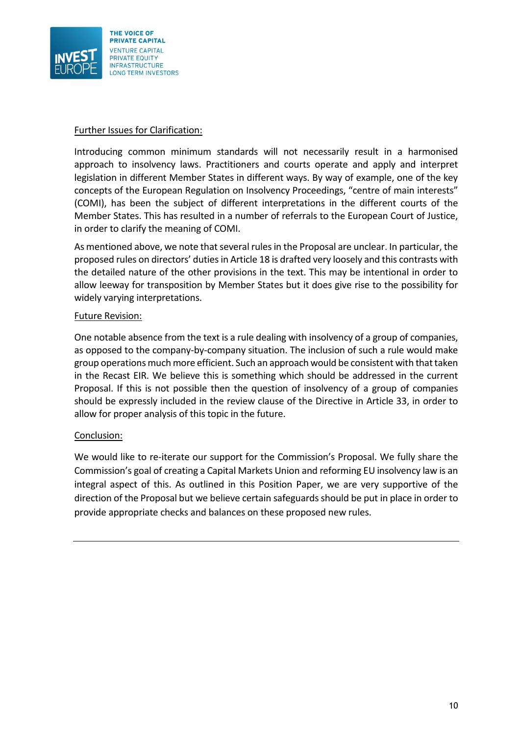Further Issues for Clarification:

Introducing common minimum standards will not necessarily result in a harmonised approach to insolvency laws. Practitioners and courts operate and apply and interpret legislation in different Member States in different ways. By way of example, one of the key concepts of the European Regulation on Insolvency Proceedings, "centre of main interests" (COMI), has been the subject of different interpretations in the different courts of the Member States. This has resulted in a number of referrals to the European Court of Justice, in order to clarify the meaning of COMI.

As mentioned above, we note that several rules in the Proposal are unclear. In particular, the proposed rules on directors' duties in Article 18 is drafted very loosely and this contrasts with the detailed nature of the other provisions in the text. This may be intentional in order to allow leeway for transposition by Member States but it does give rise to the possibility for widely varying interpretations.

Future Revision:

One notable absence from the text is a rule dealing with insolvency of a group of companies, as opposed to the company-by-company situation. The inclusion of such a rule would make group operations much more efficient. Such an approach would be consistent with that taken in the Recast EIR. We believe this is something which should be addressed in the current Proposal. If this is not possible then the question of insolvency of a group of companies should be expressly included in the review clause of the Directive in Article 33, in order to allow for proper analysis of this topic in the future.

Conclusion:

We would like to re-iterate our support for the Commission's Proposal. We fully share the Commission's goal of creating a Capital Markets Union and reforming EU insolvency law is an integral aspect of this. As outlined in this Position Paper, we are very supportive of the direction of the Proposal but we believe certain safeguards should be put in place in order to provide appropriate checks and balances on these proposed new rules.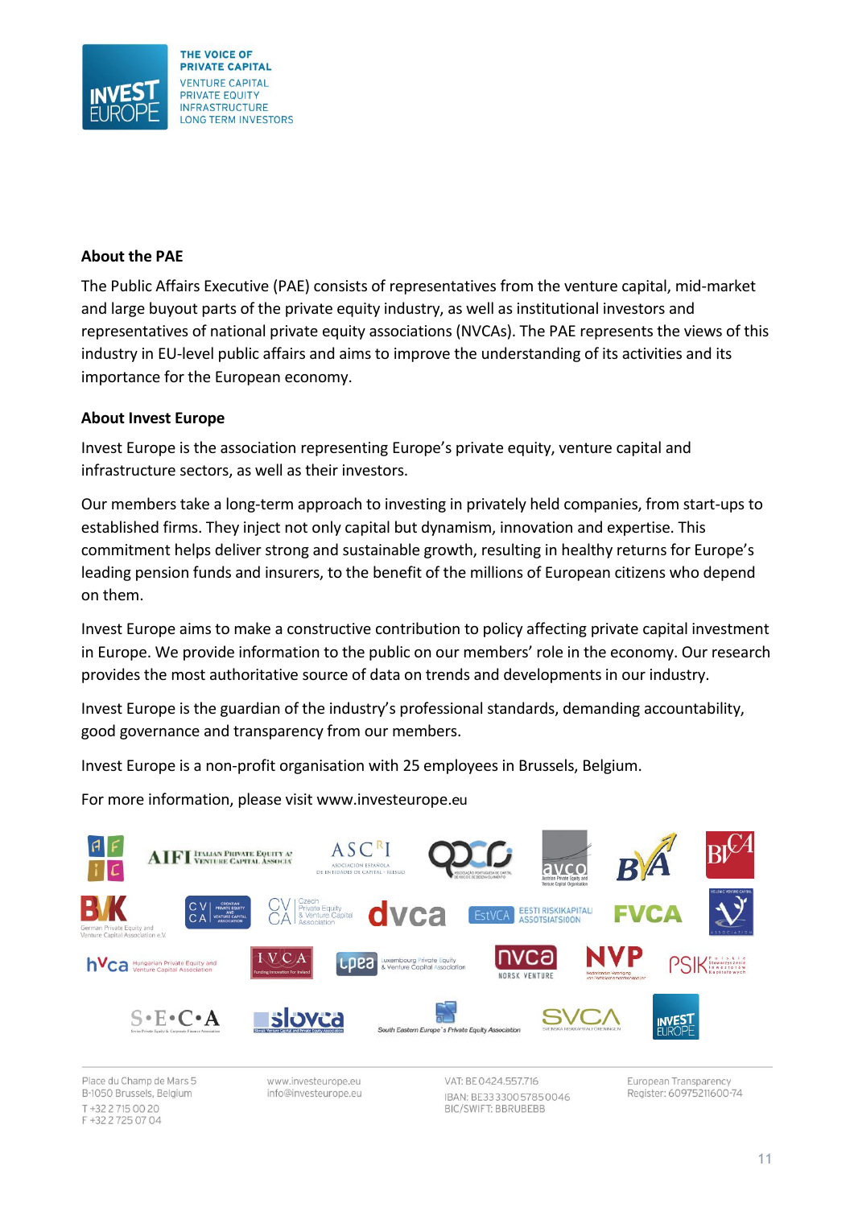## About the PAE

The Public Affairs Executive (PAE) consists of representatives from the venture capital, mid-market and large buyout parts of the private equity industry, as well as institutional investors and representatives of national private equity associations (NVCAs). The PAE represents the views of this industry in EU-level public affairs and aims to improve the understanding of its activities and its importance for the European economy.

## About Invest Europe

Invest Europe is the association representing Europe's private equity, venture capital and infrastructure sectors, as well as their investors.

Our members take a long-term approach to investing in privately held companies, from start-ups to established firms. They inject not only capital but dynamism, innovation and expertise. This commitment helps deliver strong and sustainable growth, resulting in healthy returns for Europe's leading pension funds and insurers, to the benefit of the millions of European citizens who depend on them.

Invest Europe aims to make a constructive contribution to policy affecting private capital investment in Europe. We provide information to the public on our members' role in the economy. Our research provides the most authoritative source of data on trends and developments in our industry.

Invest Europe is the guardian of the industry's professional standards, demanding accountability, good governance and transparency from our members.

Invest Europe is a non-profit organisation with 25 employees in Brussels, Belgium.

For more information, please visit www.investeurope.eu

Place du Champ de Mars 5
B-1050 Brussels, Belgium
T +32 2 715 00 20
F +32 2 725 07 04

www.investeurope.eu
info@investeurope.eu

VAT: BE 0424.557.716
IBAN: BE33 3300 5785 0046
BIC/SWIFT: BBRUBEBB

European Transparency Register: 60975211600-74